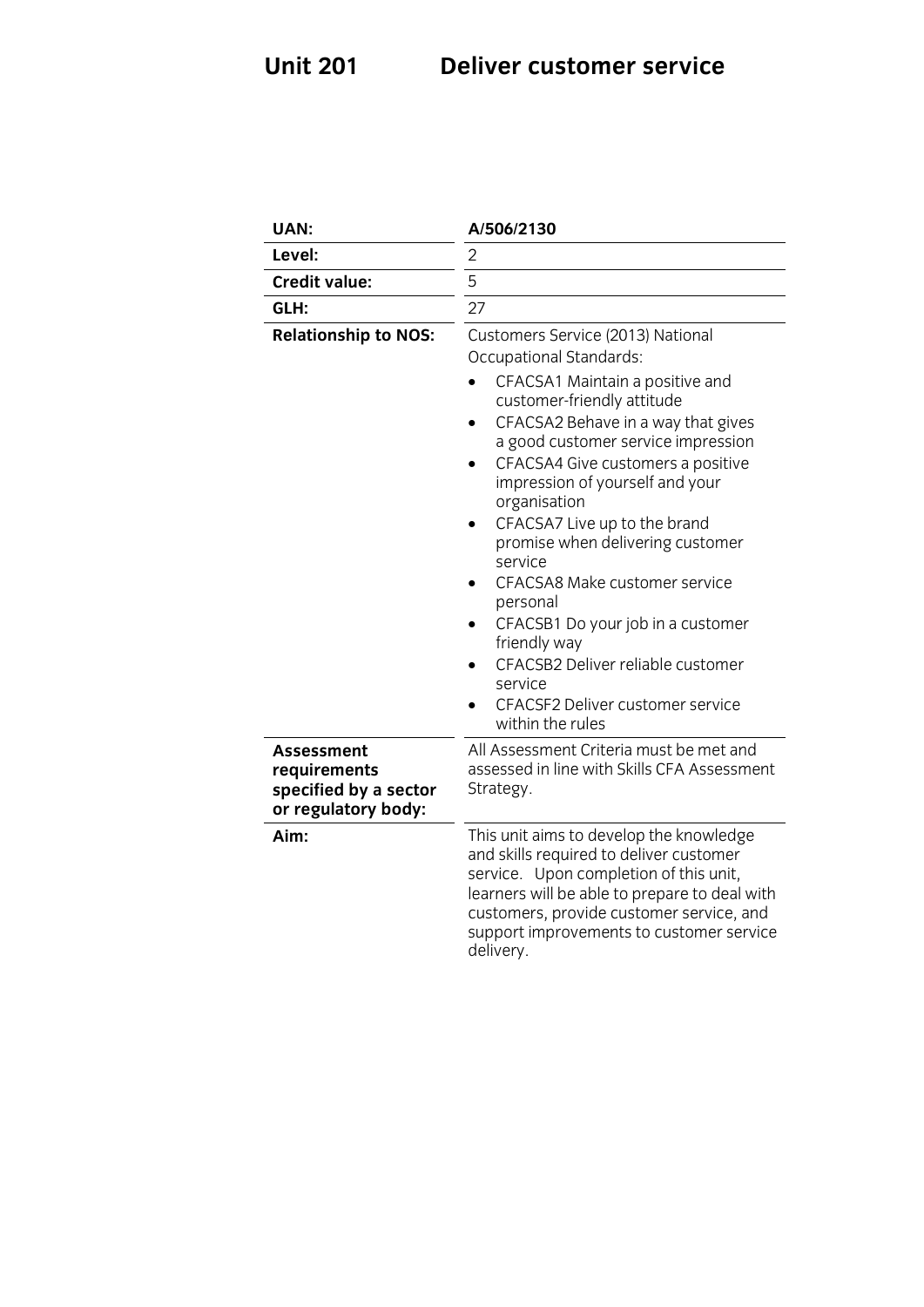# Unit 201 Deliver customer service

| | |
|---|---|
| **UAN:** | **A/506/2130** |
| **Level:** | 2 |
| **Credit value:** | 5 |
| **GLH:** | 27 |
| **Relationship to NOS:** | Customers Service (2013) National Occupational Standards:<br>• CFACSA1 Maintain a positive and customer-friendly attitude<br>• CFACSA2 Behave in a way that gives a good customer service impression<br>• CFACSA4 Give customers a positive impression of yourself and your organisation<br>• CFACSA7 Live up to the brand promise when delivering customer service<br>• CFACSA8 Make customer service personal<br>• CFACSB1 Do your job in a customer friendly way<br>• CFACSB2 Deliver reliable customer service<br>• CFACSF2 Deliver customer service within the rules |
| **Assessment requirements specified by a sector or regulatory body:** | All Assessment Criteria must be met and assessed in line with Skills CFA Assessment Strategy. |
| **Aim:** | This unit aims to develop the knowledge and skills required to deliver customer service. Upon completion of this unit, learners will be able to prepare to deal with customers, provide customer service, and support improvements to customer service delivery. |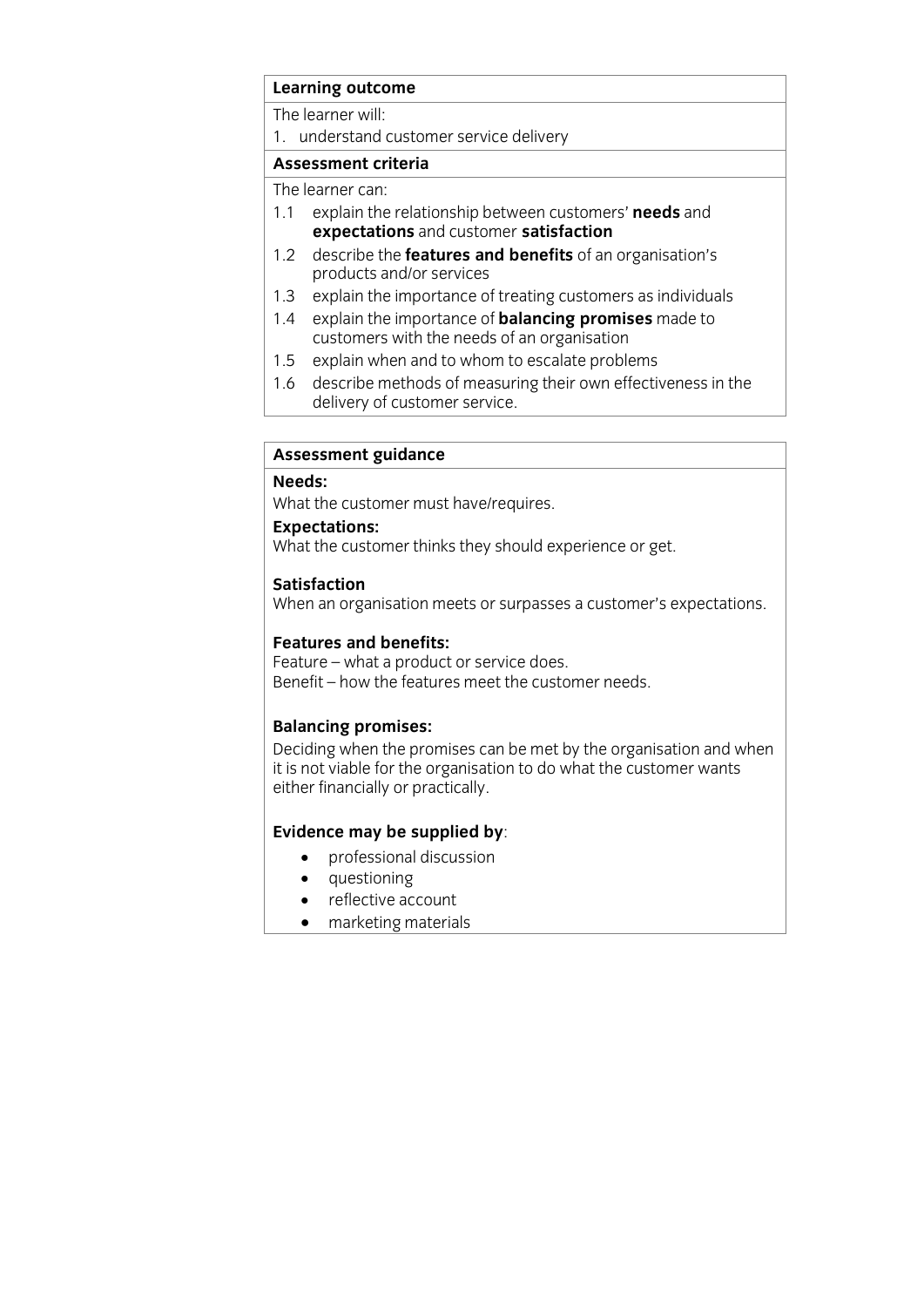| **Learning outcome** |
| --- |
| The learner will: |
| 1. understand customer service delivery |
| **Assessment criteria** |
| The learner can: |
| 1.1 explain the relationship between customers' **needs** and **expectations** and customer **satisfaction** |
| 1.2 describe the **features and benefits** of an organisation's products and/or services |
| 1.3 explain the importance of treating customers as individuals |
| 1.4 explain the importance of **balancing promises** made to customers with the needs of an organisation |
| 1.5 explain when and to whom to escalate problems |
| 1.6 describe methods of measuring their own effectiveness in the delivery of customer service. |

**Assessment guidance**

**Needs:**

What the customer must have/requires.

**Expectations:**

What the customer thinks they should experience or get.

**Satisfaction**

When an organisation meets or surpasses a customer's expectations.

**Features and benefits:**

Feature – what a product or service does.
Benefit – how the features meet the customer needs.

**Balancing promises:**

Deciding when the promises can be met by the organisation and when it is not viable for the organisation to do what the customer wants either financially or practically.

**Evidence may be supplied by**:

- professional discussion
- questioning
- reflective account
- marketing materials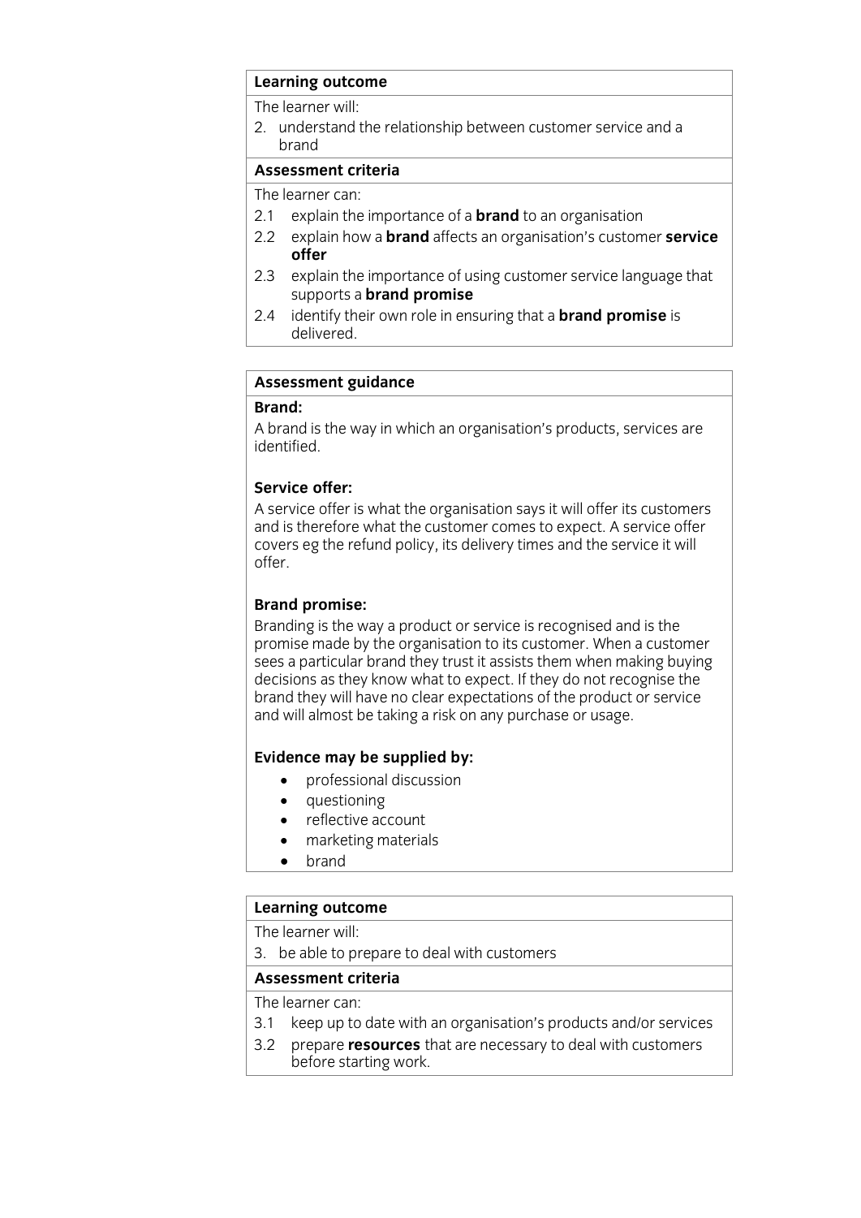**Learning outcome**

The learner will:

2. understand the relationship between customer service and a brand

**Assessment criteria**

The learner can:

2.1 explain the importance of a **brand** to an organisation
2.2 explain how a **brand** affects an organisation's customer **service offer**
2.3 explain the importance of using customer service language that supports a **brand promise**
2.4 identify their own role in ensuring that a **brand promise** is delivered.

**Assessment guidance**

**Brand:**

A brand is the way in which an organisation's products, services are identified.

**Service offer:**

A service offer is what the organisation says it will offer its customers and is therefore what the customer comes to expect. A service offer covers eg the refund policy, its delivery times and the service it will offer.

**Brand promise:**

Branding is the way a product or service is recognised and is the promise made by the organisation to its customer. When a customer sees a particular brand they trust it assists them when making buying decisions as they know what to expect. If they do not recognise the brand they will have no clear expectations of the product or service and will almost be taking a risk on any purchase or usage.

**Evidence may be supplied by:**

- professional discussion
- questioning
- reflective account
- marketing materials
- brand

**Learning outcome**

The learner will:

3. be able to prepare to deal with customers

**Assessment criteria**

The learner can:

3.1 keep up to date with an organisation's products and/or services
3.2 prepare **resources** that are necessary to deal with customers before starting work.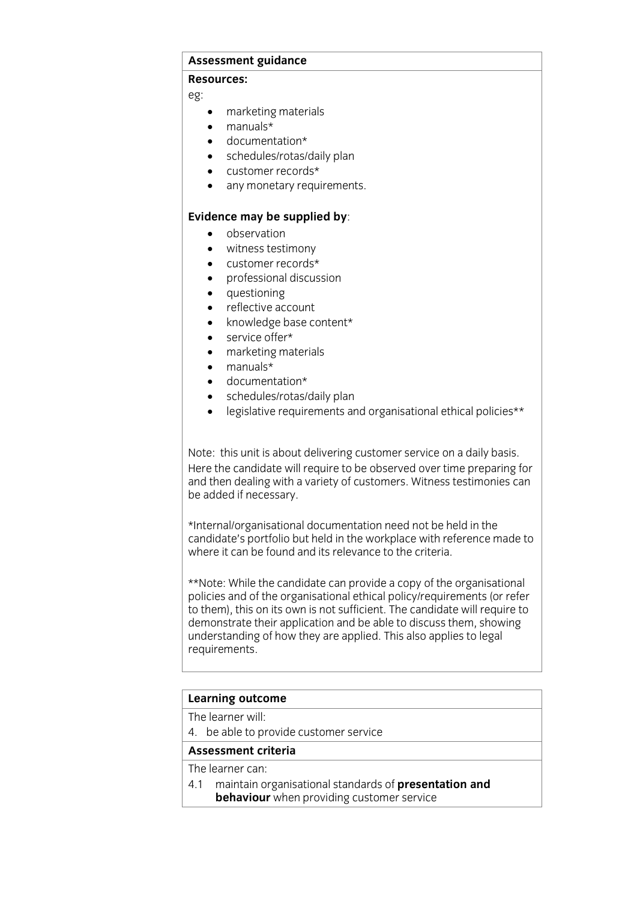**Assessment guidance**

**Resources:**

eg:

- marketing materials
- manuals*
- documentation*
- schedules/rotas/daily plan
- customer records*
- any monetary requirements.

**Evidence may be supplied by**:

- observation
- witness testimony
- customer records*
- professional discussion
- questioning
- reflective account
- knowledge base content*
- service offer*
- marketing materials
- manuals*
- documentation*
- schedules/rotas/daily plan
- legislative requirements and organisational ethical policies**

Note: this unit is about delivering customer service on a daily basis. Here the candidate will require to be observed over time preparing for and then dealing with a variety of customers. Witness testimonies can be added if necessary.

*Internal/organisational documentation need not be held in the candidate's portfolio but held in the workplace with reference made to where it can be found and its relevance to the criteria.

**Note: While the candidate can provide a copy of the organisational policies and of the organisational ethical policy/requirements (or refer to them), this on its own is not sufficient. The candidate will require to demonstrate their application and be able to discuss them, showing understanding of how they are applied. This also applies to legal requirements.

**Learning outcome**

The learner will:

4. be able to provide customer service

**Assessment criteria**

The learner can:

4.1 maintain organisational standards of **presentation and behaviour** when providing customer service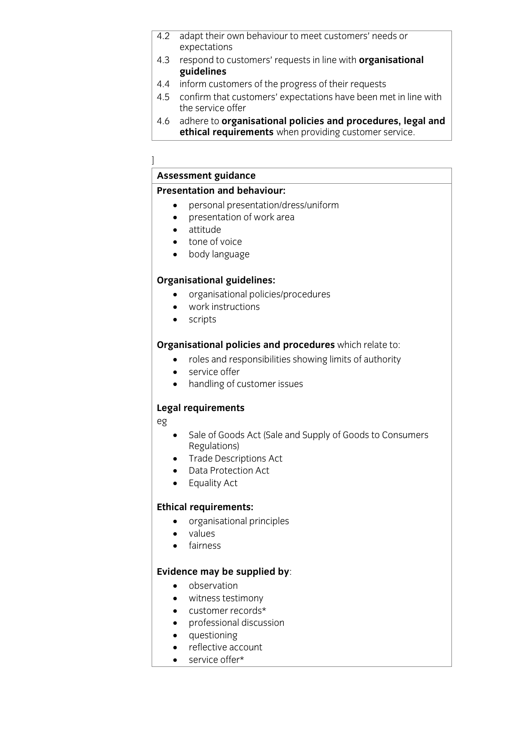4.2 adapt their own behaviour to meet customers' needs or expectations
4.3 respond to customers' requests in line with **organisational guidelines**
4.4 inform customers of the progress of their requests
4.5 confirm that customers' expectations have been met in line with the service offer
4.6 adhere to **organisational policies and procedures, legal and ethical requirements** when providing customer service.

]

**Assessment guidance**

**Presentation and behaviour:**

- personal presentation/dress/uniform
- presentation of work area
- attitude
- tone of voice
- body language

**Organisational guidelines:**

- organisational policies/procedures
- work instructions
- scripts

**Organisational policies and procedures** which relate to:

- roles and responsibilities showing limits of authority
- service offer
- handling of customer issues

**Legal requirements**

eg

- Sale of Goods Act (Sale and Supply of Goods to Consumers Regulations)
- Trade Descriptions Act
- Data Protection Act
- Equality Act

**Ethical requirements:**

- organisational principles
- values
- fairness

**Evidence may be supplied by**:

- observation
- witness testimony
- customer records*
- professional discussion
- questioning
- reflective account
- service offer*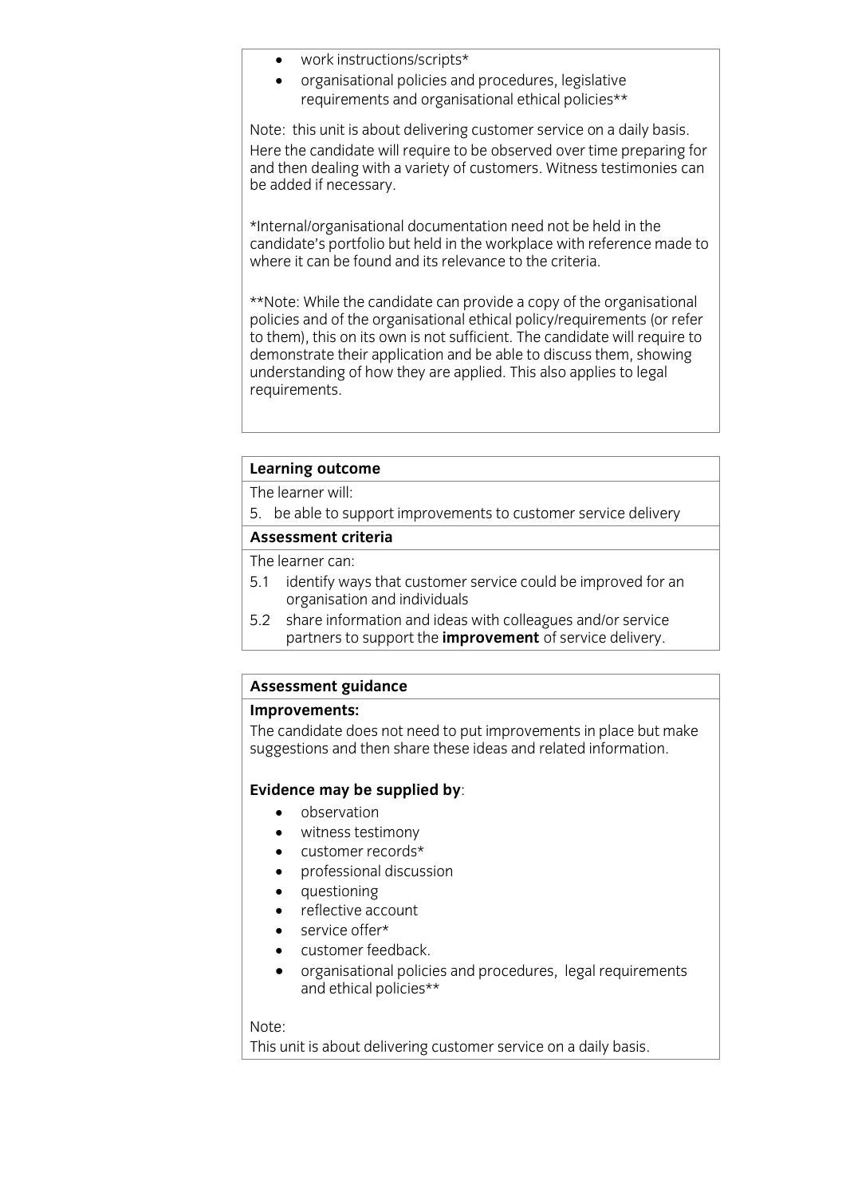- work instructions/scripts*
- organisational policies and procedures, legislative requirements and organisational ethical policies**

Note: this unit is about delivering customer service on a daily basis. Here the candidate will require to be observed over time preparing for and then dealing with a variety of customers. Witness testimonies can be added if necessary.

*Internal/organisational documentation need not be held in the candidate's portfolio but held in the workplace with reference made to where it can be found and its relevance to the criteria.

**Note: While the candidate can provide a copy of the organisational policies and of the organisational ethical policy/requirements (or refer to them), this on its own is not sufficient. The candidate will require to demonstrate their application and be able to discuss them, showing understanding of how they are applied. This also applies to legal requirements.

**Learning outcome**

The learner will:

5. be able to support improvements to customer service delivery

**Assessment criteria**

The learner can:

5.1 identify ways that customer service could be improved for an organisation and individuals

5.2 share information and ideas with colleagues and/or service partners to support the **improvement** of service delivery.

**Assessment guidance**

**Improvements:**

The candidate does not need to put improvements in place but make suggestions and then share these ideas and related information.

**Evidence may be supplied by**:

- observation
- witness testimony
- customer records*
- professional discussion
- questioning
- reflective account
- service offer*
- customer feedback.
- organisational policies and procedures, legal requirements and ethical policies**

Note:

This unit is about delivering customer service on a daily basis.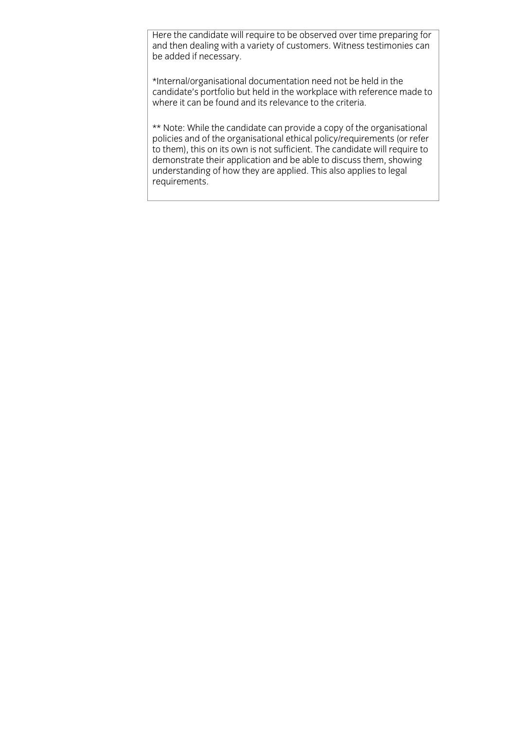Here the candidate will require to be observed over time preparing for and then dealing with a variety of customers. Witness testimonies can be added if necessary.

*Internal/organisational documentation need not be held in the candidate's portfolio but held in the workplace with reference made to where it can be found and its relevance to the criteria.

** Note: While the candidate can provide a copy of the organisational policies and of the organisational ethical policy/requirements (or refer to them), this on its own is not sufficient. The candidate will require to demonstrate their application and be able to discuss them, showing understanding of how they are applied. This also applies to legal requirements.